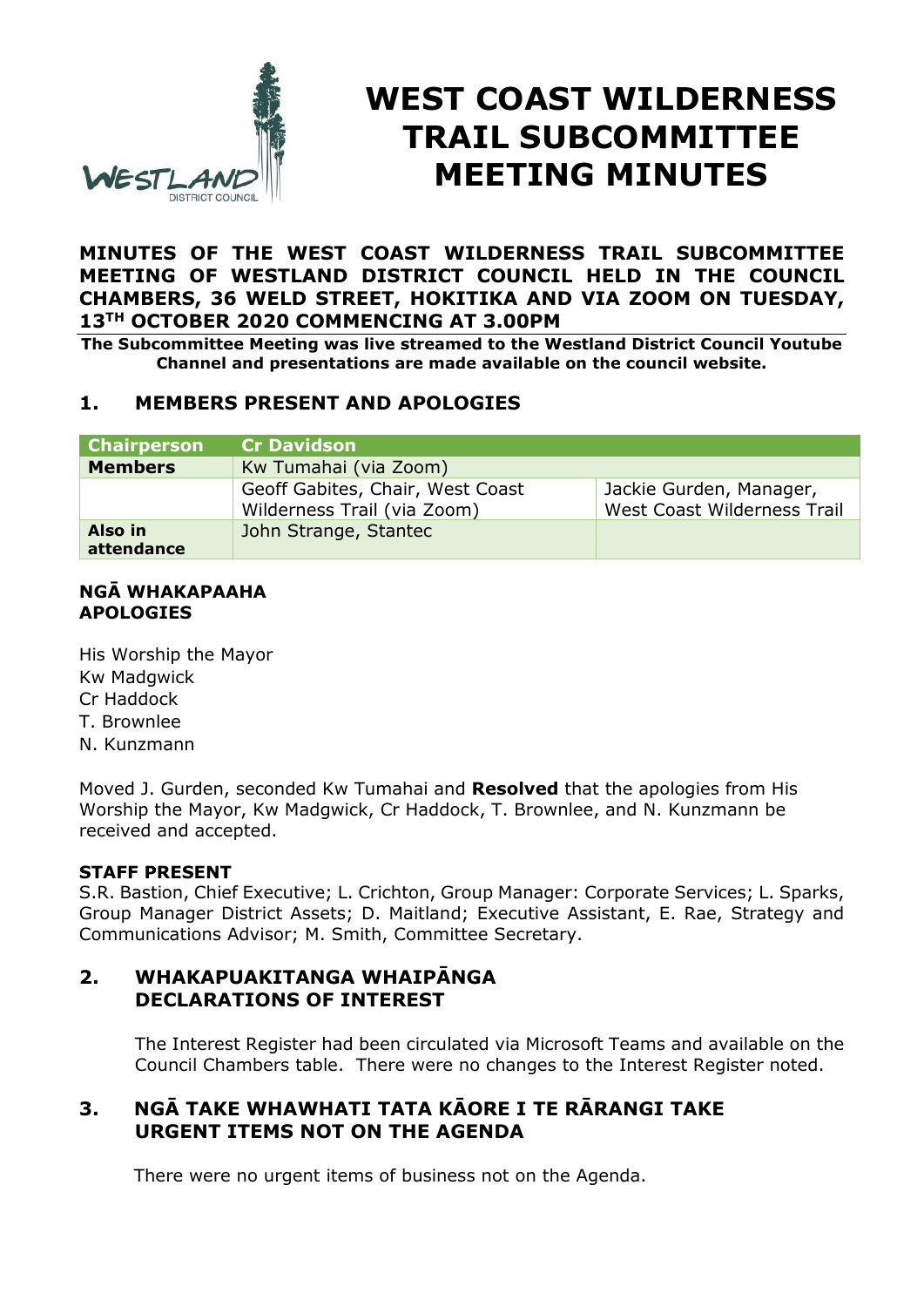# WEST COAST WILDERNESS TRAIL SUBCOMMITTEE MEETING MINUTES

**MINUTES OF THE WEST COAST WILDERNESS TRAIL SUBCOMMITTEE MEETING OF WESTLAND DISTRICT COUNCIL HELD IN THE COUNCIL CHAMBERS, 36 WELD STREET, HOKITIKA AND VIA ZOOM ON TUESDAY, 13TH OCTOBER 2020 COMMENCING AT 3.00PM**

**The Subcommittee Meeting was live streamed to the Westland District Council Youtube Channel and presentations are made available on the council website.**

## 1. MEMBERS PRESENT AND APOLOGIES

| **Chairperson** | **Cr Davidson** | |
|---|---|---|
| **Members** | Kw Tumahai (via Zoom) | |
| | Geoff Gabites, Chair, West Coast Wilderness Trail (via Zoom) | Jackie Gurden, Manager, West Coast Wilderness Trail |
| **Also in attendance** | John Strange, Stantec | |

**NGĀ WHAKAPAAHA**
**APOLOGIES**

His Worship the Mayor
Kw Madgwick
Cr Haddock
T. Brownlee
N. Kunzmann

Moved J. Gurden, seconded Kw Tumahai and **Resolved** that the apologies from His Worship the Mayor, Kw Madgwick, Cr Haddock, T. Brownlee, and N. Kunzmann be received and accepted.

**STAFF PRESENT**

S.R. Bastion, Chief Executive; L. Crichton, Group Manager: Corporate Services; L. Sparks, Group Manager District Assets; D. Maitland; Executive Assistant, E. Rae, Strategy and Communications Advisor; M. Smith, Committee Secretary.

## 2. WHAKAPUAKITANGA WHAIPĀNGA DECLARATIONS OF INTEREST

The Interest Register had been circulated via Microsoft Teams and available on the Council Chambers table. There were no changes to the Interest Register noted.

## 3. NGĀ TAKE WHAWHATI TATA KĀORE I TE RĀRANGI TAKE URGENT ITEMS NOT ON THE AGENDA

There were no urgent items of business not on the Agenda.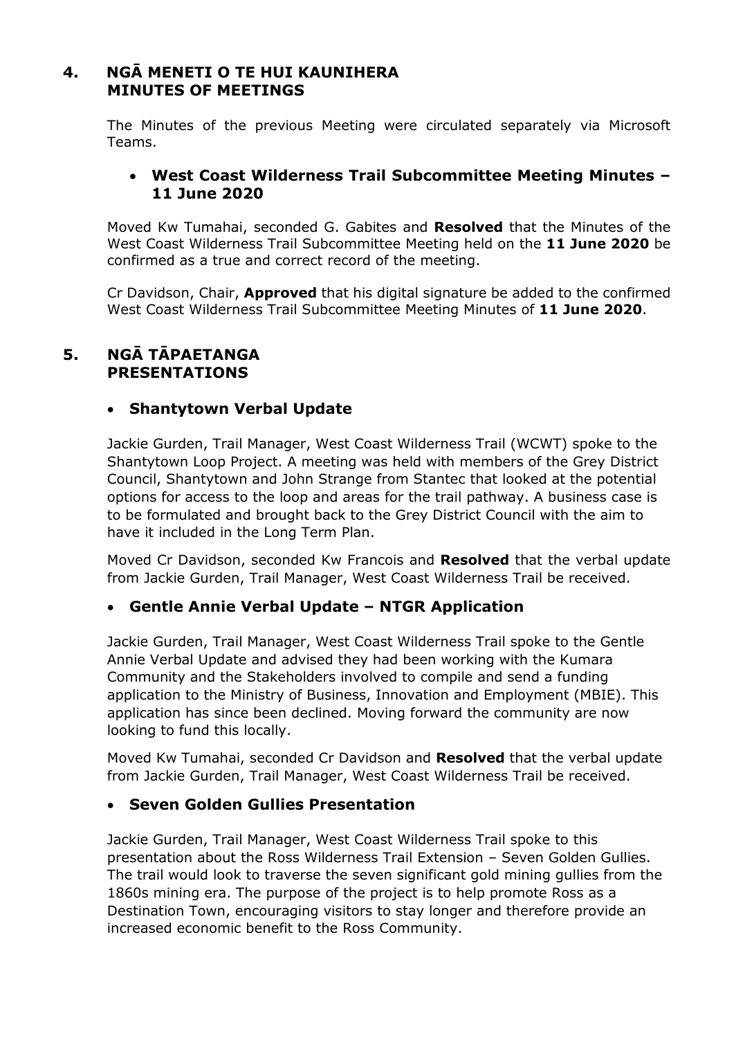## 4. NGĀ MENETI O TE HUI KAUNIHERA MINUTES OF MEETINGS

The Minutes of the previous Meeting were circulated separately via Microsoft Teams.

- **West Coast Wilderness Trail Subcommittee Meeting Minutes – 11 June 2020**

Moved Kw Tumahai, seconded G. Gabites and **Resolved** that the Minutes of the West Coast Wilderness Trail Subcommittee Meeting held on the **11 June 2020** be confirmed as a true and correct record of the meeting.

Cr Davidson, Chair, **Approved** that his digital signature be added to the confirmed West Coast Wilderness Trail Subcommittee Meeting Minutes of **11 June 2020**.

## 5. NGĀ TĀPAETANGA PRESENTATIONS

- **Shantytown Verbal Update**

Jackie Gurden, Trail Manager, West Coast Wilderness Trail (WCWT) spoke to the Shantytown Loop Project. A meeting was held with members of the Grey District Council, Shantytown and John Strange from Stantec that looked at the potential options for access to the loop and areas for the trail pathway. A business case is to be formulated and brought back to the Grey District Council with the aim to have it included in the Long Term Plan.

Moved Cr Davidson, seconded Kw Francois and **Resolved** that the verbal update from Jackie Gurden, Trail Manager, West Coast Wilderness Trail be received.

- **Gentle Annie Verbal Update – NTGR Application**

Jackie Gurden, Trail Manager, West Coast Wilderness Trail spoke to the Gentle Annie Verbal Update and advised they had been working with the Kumara Community and the Stakeholders involved to compile and send a funding application to the Ministry of Business, Innovation and Employment (MBIE). This application has since been declined. Moving forward the community are now looking to fund this locally.

Moved Kw Tumahai, seconded Cr Davidson and **Resolved** that the verbal update from Jackie Gurden, Trail Manager, West Coast Wilderness Trail be received.

- **Seven Golden Gullies Presentation**

Jackie Gurden, Trail Manager, West Coast Wilderness Trail spoke to this presentation about the Ross Wilderness Trail Extension – Seven Golden Gullies. The trail would look to traverse the seven significant gold mining gullies from the 1860s mining era. The purpose of the project is to help promote Ross as a Destination Town, encouraging visitors to stay longer and therefore provide an increased economic benefit to the Ross Community.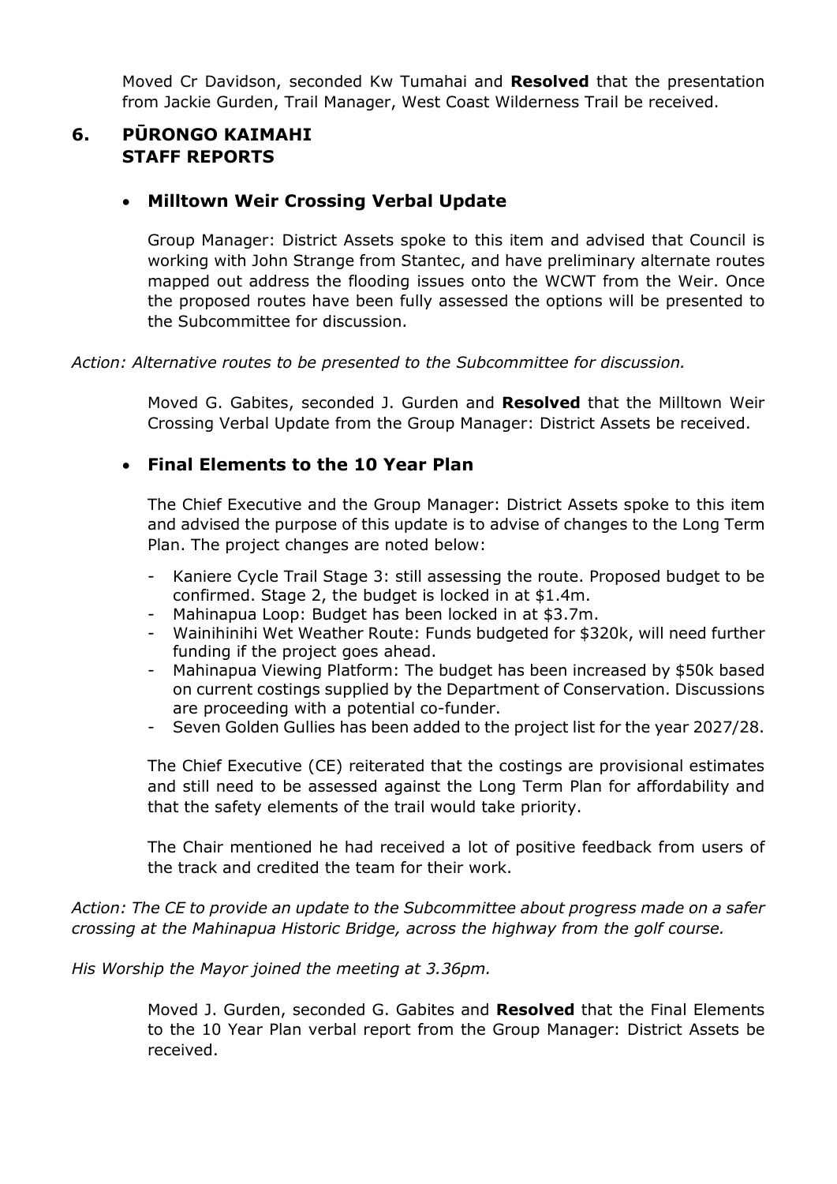Moved Cr Davidson, seconded Kw Tumahai and **Resolved** that the presentation from Jackie Gurden, Trail Manager, West Coast Wilderness Trail be received.

## 6. PŪRONGO KAIMAHI STAFF REPORTS

- **Milltown Weir Crossing Verbal Update**

Group Manager: District Assets spoke to this item and advised that Council is working with John Strange from Stantec, and have preliminary alternate routes mapped out address the flooding issues onto the WCWT from the Weir. Once the proposed routes have been fully assessed the options will be presented to the Subcommittee for discussion.

*Action: Alternative routes to be presented to the Subcommittee for discussion.*

Moved G. Gabites, seconded J. Gurden and **Resolved** that the Milltown Weir Crossing Verbal Update from the Group Manager: District Assets be received.

- **Final Elements to the 10 Year Plan**

The Chief Executive and the Group Manager: District Assets spoke to this item and advised the purpose of this update is to advise of changes to the Long Term Plan. The project changes are noted below:

- Kaniere Cycle Trail Stage 3: still assessing the route. Proposed budget to be confirmed. Stage 2, the budget is locked in at $1.4m.
- Mahinapua Loop: Budget has been locked in at $3.7m.
- Wainihinihi Wet Weather Route: Funds budgeted for $320k, will need further funding if the project goes ahead.
- Mahinapua Viewing Platform: The budget has been increased by $50k based on current costings supplied by the Department of Conservation. Discussions are proceeding with a potential co-funder.
- Seven Golden Gullies has been added to the project list for the year 2027/28.

The Chief Executive (CE) reiterated that the costings are provisional estimates and still need to be assessed against the Long Term Plan for affordability and that the safety elements of the trail would take priority.

The Chair mentioned he had received a lot of positive feedback from users of the track and credited the team for their work.

*Action: The CE to provide an update to the Subcommittee about progress made on a safer crossing at the Mahinapua Historic Bridge, across the highway from the golf course.*

*His Worship the Mayor joined the meeting at 3.36pm.*

Moved J. Gurden, seconded G. Gabites and **Resolved** that the Final Elements to the 10 Year Plan verbal report from the Group Manager: District Assets be received.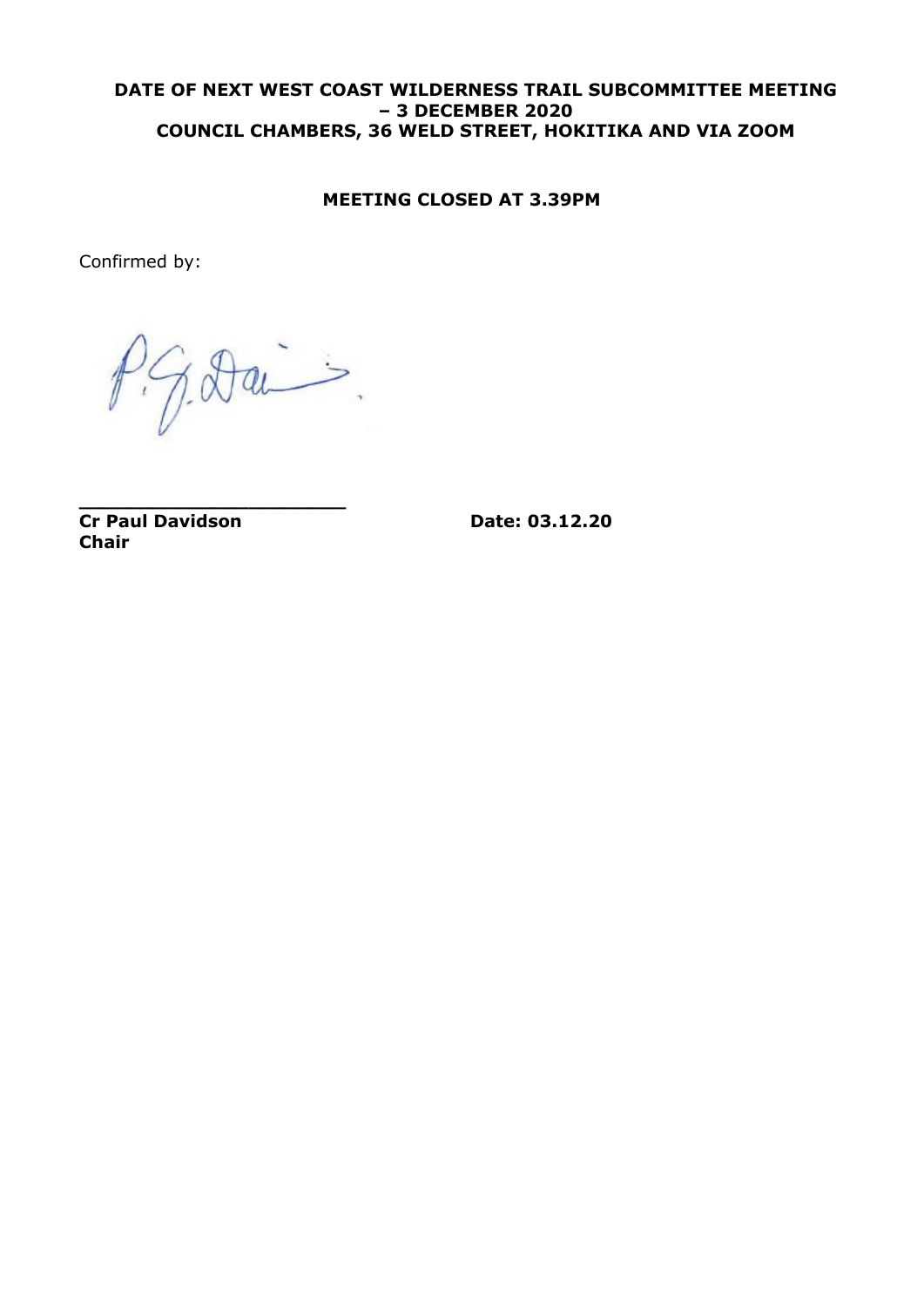**DATE OF NEXT WEST COAST WILDERNESS TRAIL SUBCOMMITTEE MEETING – 3 DECEMBER 2020**
**COUNCIL CHAMBERS, 36 WELD STREET, HOKITIKA AND VIA ZOOM**

**MEETING CLOSED AT 3.39PM**

Confirmed by:

______________________
**Cr Paul Davidson**
**Chair**

**Date: 03.12.20**